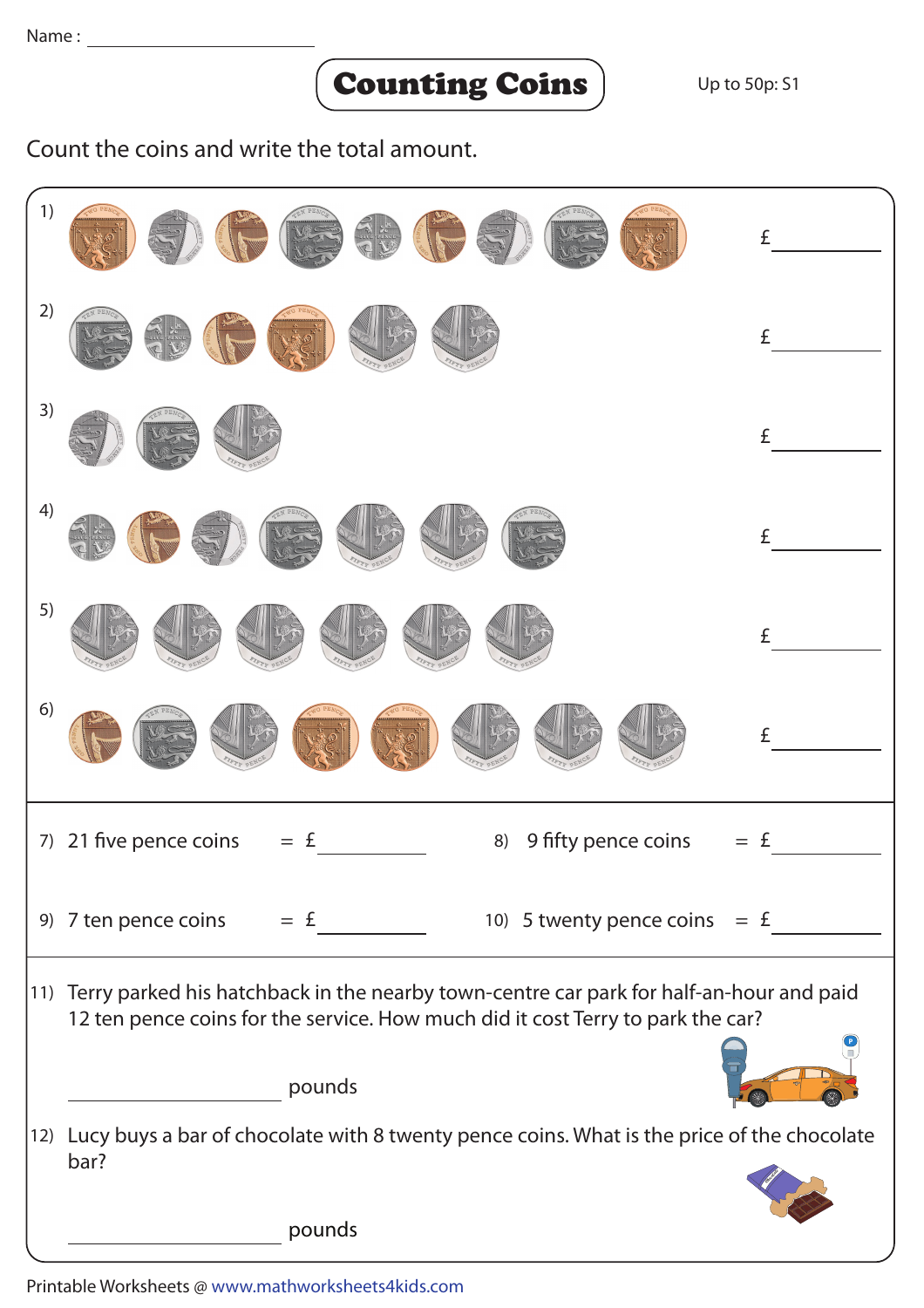Name : ______________________

# Counting Coins

Up to 50p: S1

Count the coins and write the total amount.

1) £ ________

2) £ ________

3) £ ________

4) £ ________

5) £ ________

6) £ ________

7) 21 five pence coins = £ ________

8) 9 fifty pence coins = £ ________

9) 7 ten pence coins = £ ________

10) 5 twenty pence coins = £ ________

11) Terry parked his hatchback in the nearby town-centre car park for half-an-hour and paid 12 ten pence coins for the service. How much did it cost Terry to park the car?

________________ pounds

12) Lucy buys a bar of chocolate with 8 twenty pence coins. What is the price of the chocolate bar?

________________ pounds

Printable Worksheets @ www.mathworksheets4kids.com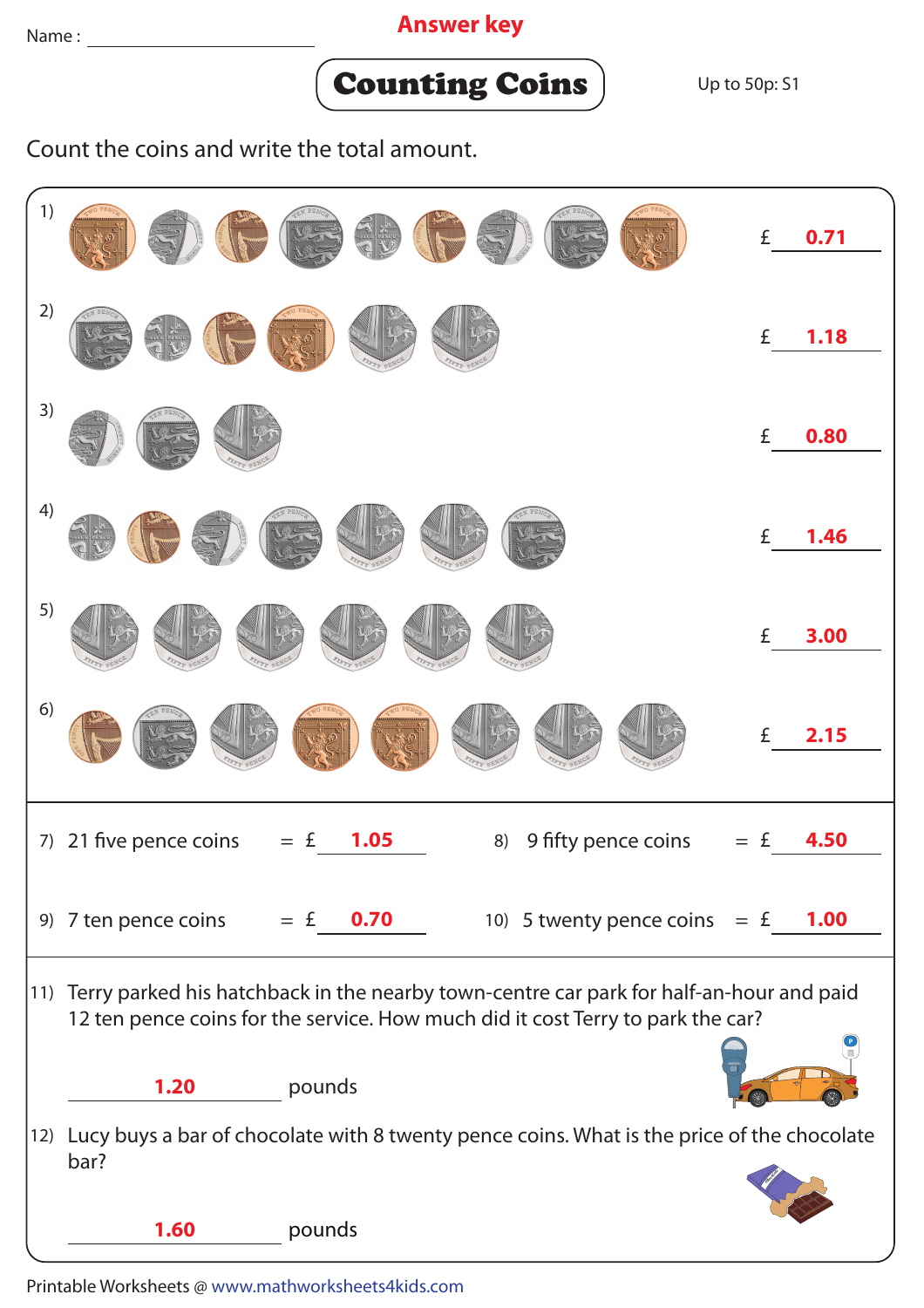Name : ____________

**Answer key**

# Counting Coins

Up to 50p: S1

Count the coins and write the total amount.

1) £ **0.71**

2) £ **1.18**

3) £ **0.80**

4) £ **1.46**

5) £ **3.00**

6) £ **2.15**

7) 21 five pence coins = £ **1.05**

8) 9 fifty pence coins = £ **4.50**

9) 7 ten pence coins = £ **0.70**

10) 5 twenty pence coins = £ **1.00**

11) Terry parked his hatchback in the nearby town-centre car park for half-an-hour and paid 12 ten pence coins for the service. How much did it cost Terry to park the car?

**1.20** pounds

12) Lucy buys a bar of chocolate with 8 twenty pence coins. What is the price of the chocolate bar?

**1.60** pounds

Printable Worksheets @ www.mathworksheets4kids.com